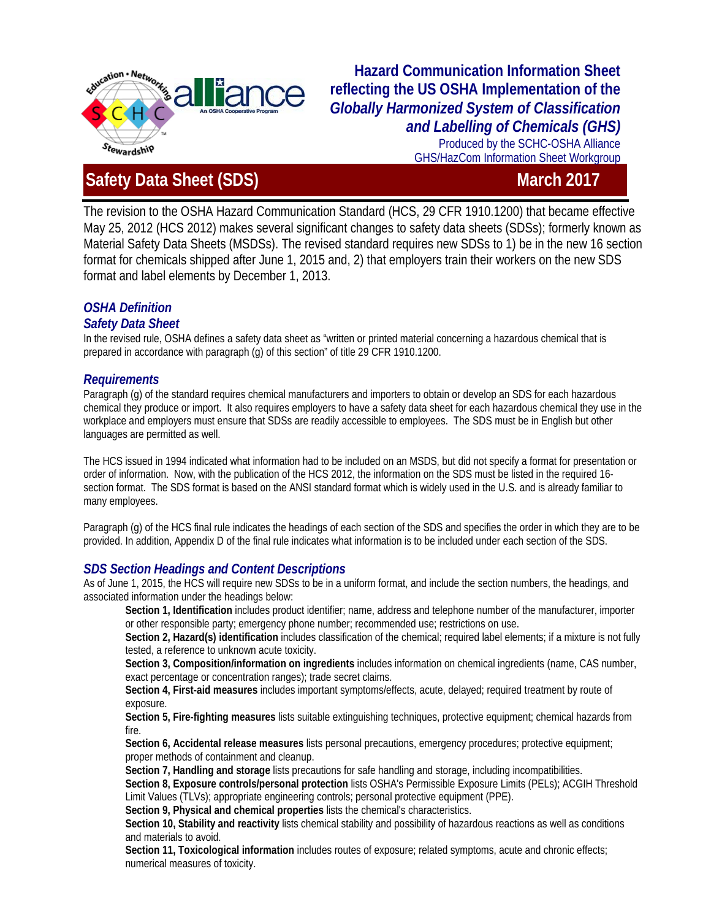# Hazard Communication Information Sheet reflecting the US OSHA Implementation of the *Globally Harmonized System of Classification and Labelling of Chemicals (GHS)*

Produced by the SCHC-OSHA Alliance GHS/HazCom Information Sheet Workgroup

## Safety Data Sheet (SDS) — March 2017

The revision to the OSHA Hazard Communication Standard (HCS, 29 CFR 1910.1200) that became effective May 25, 2012 (HCS 2012) makes several significant changes to safety data sheets (SDSs); formerly known as Material Safety Data Sheets (MSDSs). The revised standard requires new SDSs to 1) be in the new 16 section format for chemicals shipped after June 1, 2015 and, 2) that employers train their workers on the new SDS format and label elements by December 1, 2013.

### *OSHA Definition*

### *Safety Data Sheet*

In the revised rule, OSHA defines a safety data sheet as "written or printed material concerning a hazardous chemical that is prepared in accordance with paragraph (g) of this section" of title 29 CFR 1910.1200.

### *Requirements*

Paragraph (g) of the standard requires chemical manufacturers and importers to obtain or develop an SDS for each hazardous chemical they produce or import. It also requires employers to have a safety data sheet for each hazardous chemical they use in the workplace and employers must ensure that SDSs are readily accessible to employees. The SDS must be in English but other languages are permitted as well.

The HCS issued in 1994 indicated what information had to be included on an MSDS, but did not specify a format for presentation or order of information. Now, with the publication of the HCS 2012, the information on the SDS must be listed in the required 16-section format. The SDS format is based on the ANSI standard format which is widely used in the U.S. and is already familiar to many employees.

Paragraph (g) of the HCS final rule indicates the headings of each section of the SDS and specifies the order in which they are to be provided. In addition, Appendix D of the final rule indicates what information is to be included under each section of the SDS.

### *SDS Section Headings and Content Descriptions*

As of June 1, 2015, the HCS will require new SDSs to be in a uniform format, and include the section numbers, the headings, and associated information under the headings below:

**Section 1, Identification** includes product identifier; name, address and telephone number of the manufacturer, importer or other responsible party; emergency phone number; recommended use; restrictions on use.

**Section 2, Hazard(s) identification** includes classification of the chemical; required label elements; if a mixture is not fully tested, a reference to unknown acute toxicity.

**Section 3, Composition/information on ingredients** includes information on chemical ingredients (name, CAS number, exact percentage or concentration ranges); trade secret claims.

**Section 4, First-aid measures** includes important symptoms/effects, acute, delayed; required treatment by route of exposure.

**Section 5, Fire-fighting measures** lists suitable extinguishing techniques, protective equipment; chemical hazards from fire.

**Section 6, Accidental release measures** lists personal precautions, emergency procedures; protective equipment; proper methods of containment and cleanup.

**Section 7, Handling and storage** lists precautions for safe handling and storage, including incompatibilities.

**Section 8, Exposure controls/personal protection** lists OSHA's Permissible Exposure Limits (PELs); ACGIH Threshold Limit Values (TLVs); appropriate engineering controls; personal protective equipment (PPE).

**Section 9, Physical and chemical properties** lists the chemical's characteristics.

**Section 10, Stability and reactivity** lists chemical stability and possibility of hazardous reactions as well as conditions and materials to avoid.

**Section 11, Toxicological information** includes routes of exposure; related symptoms, acute and chronic effects; numerical measures of toxicity.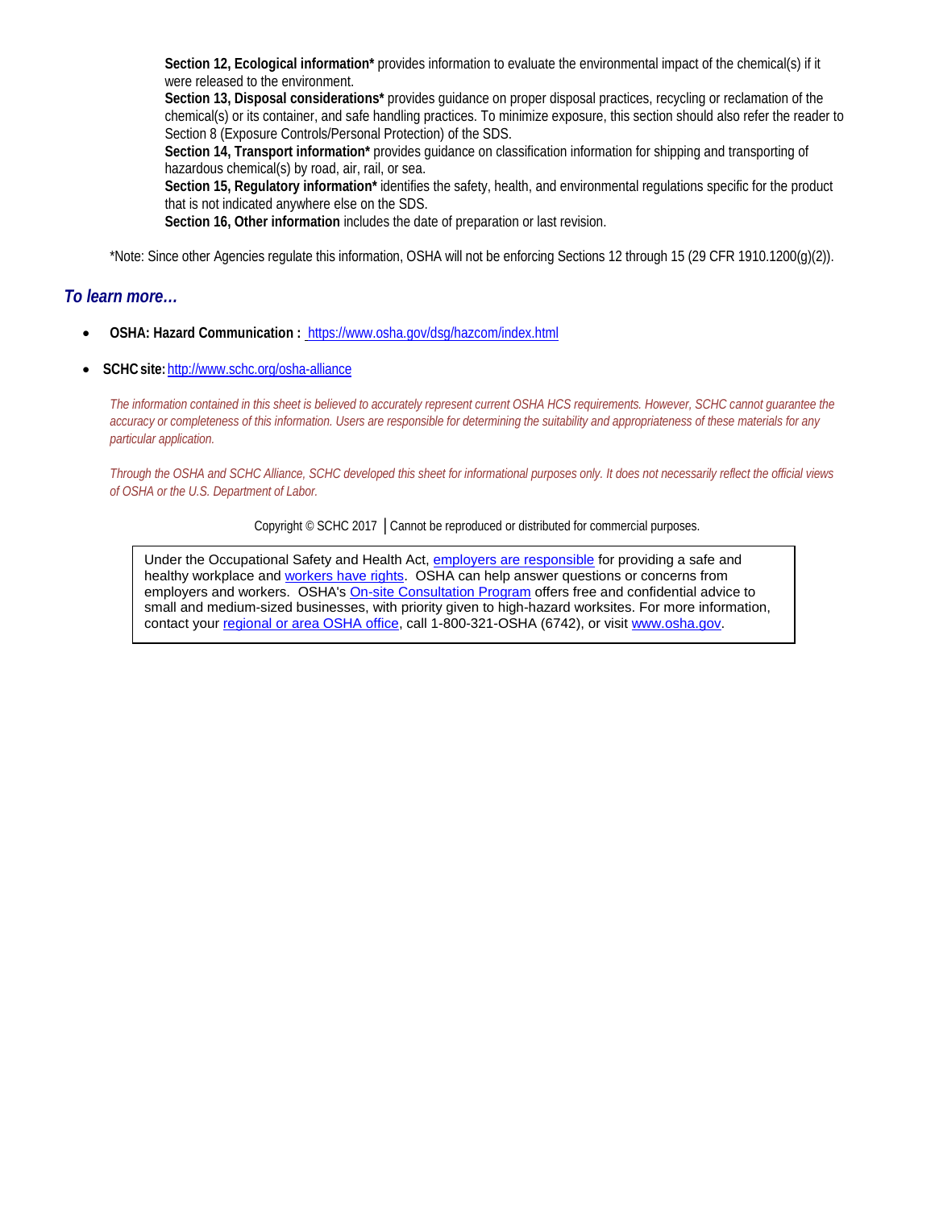**Section 12, Ecological information*** provides information to evaluate the environmental impact of the chemical(s) if it were released to the environment.

**Section 13, Disposal considerations*** provides guidance on proper disposal practices, recycling or reclamation of the chemical(s) or its container, and safe handling practices. To minimize exposure, this section should also refer the reader to Section 8 (Exposure Controls/Personal Protection) of the SDS.

**Section 14, Transport information*** provides guidance on classification information for shipping and transporting of hazardous chemical(s) by road, air, rail, or sea.

**Section 15, Regulatory information*** identifies the safety, health, and environmental regulations specific for the product that is not indicated anywhere else on the SDS.

**Section 16, Other information** includes the date of preparation or last revision.

*Note: Since other Agencies regulate this information, OSHA will not be enforcing Sections 12 through 15 (29 CFR 1910.1200(g)(2)).

## *To learn more…*

- **OSHA: Hazard Communication :** https://www.osha.gov/dsg/hazcom/index.html
- **SCHC site:** http://www.schc.org/osha-alliance

*The information contained in this sheet is believed to accurately represent current OSHA HCS requirements. However, SCHC cannot guarantee the accuracy or completeness of this information. Users are responsible for determining the suitability and appropriateness of these materials for any particular application.*

*Through the OSHA and SCHC Alliance, SCHC developed this sheet for informational purposes only. It does not necessarily reflect the official views of OSHA or the U.S. Department of Labor.*

Copyright © SCHC 2017 | Cannot be reproduced or distributed for commercial purposes.

Under the Occupational Safety and Health Act, employers are responsible for providing a safe and healthy workplace and workers have rights. OSHA can help answer questions or concerns from employers and workers. OSHA's On-site Consultation Program offers free and confidential advice to small and medium-sized businesses, with priority given to high-hazard worksites. For more information, contact your regional or area OSHA office, call 1-800-321-OSHA (6742), or visit www.osha.gov.